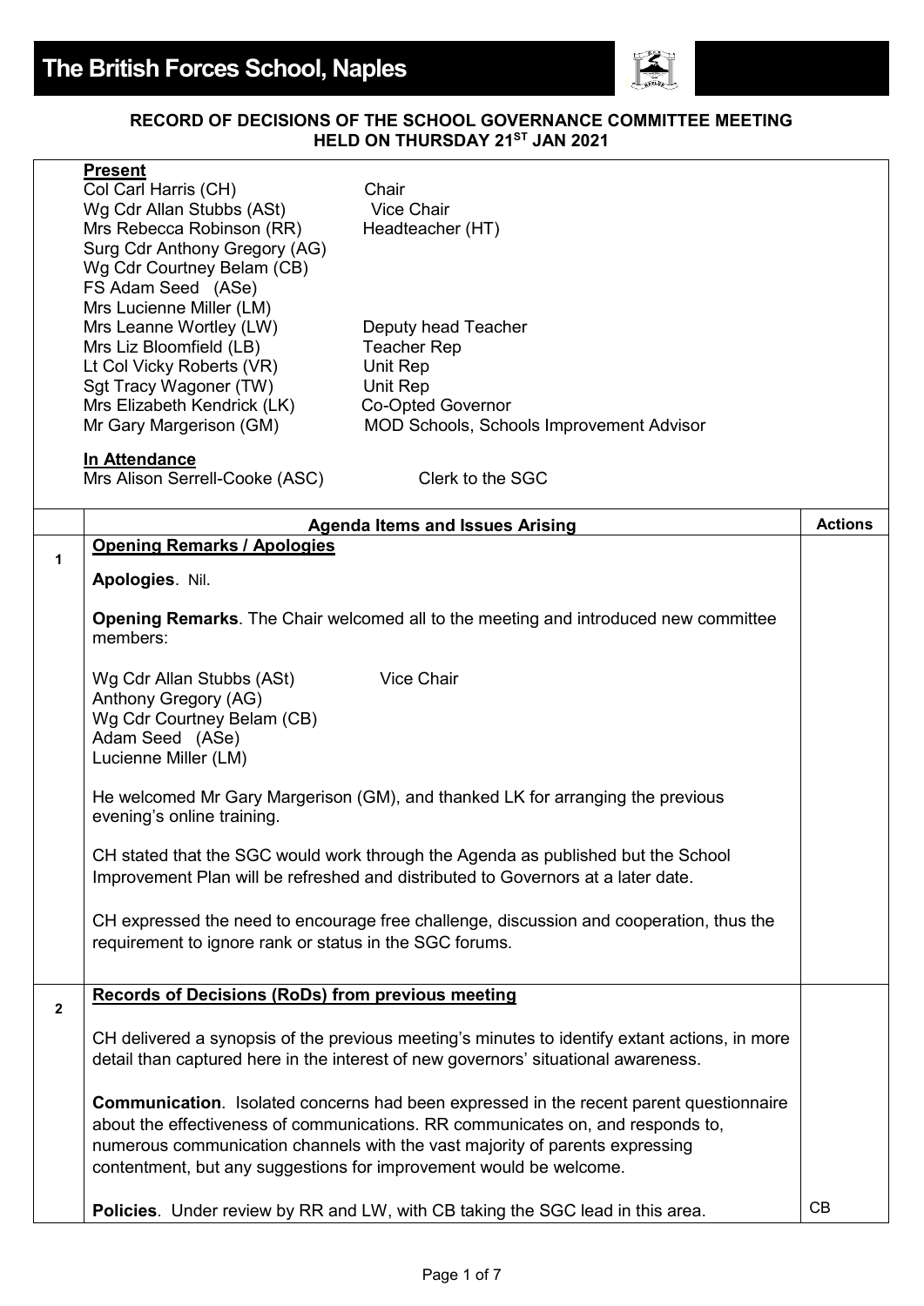# The British Forces School, Naples

**RECORD OF DECISIONS OF THE SCHOOL GOVERNANCE COMMITTEE MEETING HELD ON THURSDAY 21ST JAN 2021**

**Present**

| Name | Role |
|---|---|
| Col Carl Harris (CH) | Chair |
| Wg Cdr Allan Stubbs (ASt) | Vice Chair |
| Mrs Rebecca Robinson (RR) | Headteacher (HT) |
| Surg Cdr Anthony Gregory (AG) | |
| Wg Cdr Courtney Belam (CB) | |
| FS Adam Seed (ASe) | |
| Mrs Lucienne Miller (LM) | |
| Mrs Leanne Wortley (LW) | Deputy head Teacher |
| Mrs Liz Bloomfield (LB) | Teacher Rep |
| Lt Col Vicky Roberts (VR) | Unit Rep |
| Sgt Tracy Wagoner (TW) | Unit Rep |
| Mrs Elizabeth Kendrick (LK) | Co-Opted Governor |
| Mr Gary Margerison (GM) | MOD Schools, Schools Improvement Advisor |

**In Attendance**

Mrs Alison Serrell-Cooke (ASC) — Clerk to the SGC

| | Agenda Items and Issues Arising | Actions |
|---|---|---|
| **1** | **Opening Remarks / Apologies**<br><br>**Apologies**. Nil.<br><br>**Opening Remarks**. The Chair welcomed all to the meeting and introduced new committee members:<br><br>Wg Cdr Allan Stubbs (ASt) Vice Chair<br>Anthony Gregory (AG)<br>Wg Cdr Courtney Belam (CB)<br>Adam Seed (ASe)<br>Lucienne Miller (LM)<br><br>He welcomed Mr Gary Margerison (GM), and thanked LK for arranging the previous evening's online training.<br><br>CH stated that the SGC would work through the Agenda as published but the School Improvement Plan will be refreshed and distributed to Governors at a later date.<br><br>CH expressed the need to encourage free challenge, discussion and cooperation, thus the requirement to ignore rank or status in the SGC forums. | |
| **2** | **Records of Decisions (RoDs) from previous meeting**<br><br>CH delivered a synopsis of the previous meeting's minutes to identify extant actions, in more detail than captured here in the interest of new governors' situational awareness.<br><br>**Communication**. Isolated concerns had been expressed in the recent parent questionnaire about the effectiveness of communications. RR communicates on, and responds to, numerous communication channels with the vast majority of parents expressing contentment, but any suggestions for improvement would be welcome.<br><br>**Policies**. Under review by RR and LW, with CB taking the SGC lead in this area. | CB |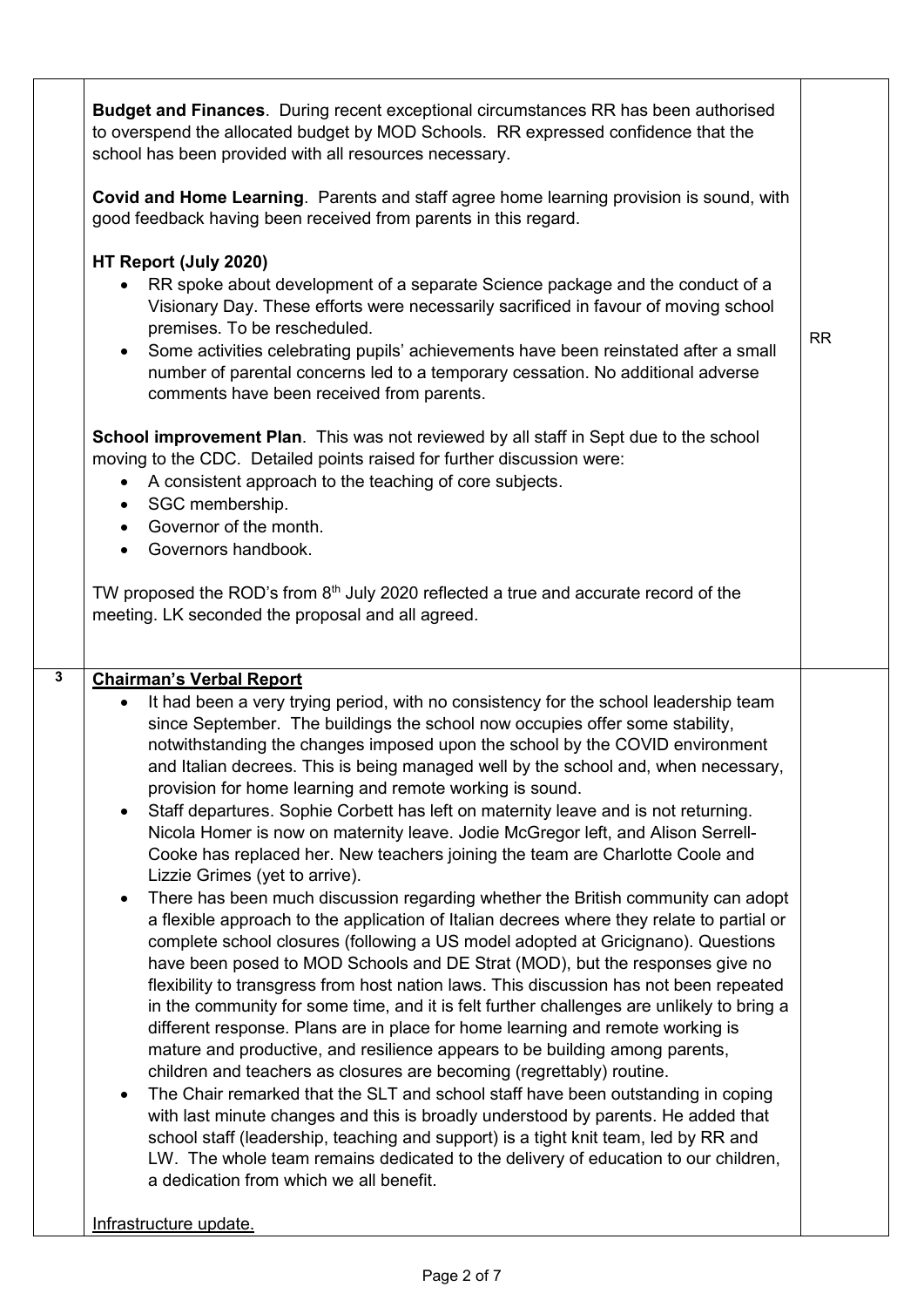| | | |
|---|---|---|
| | **Budget and Finances**. During recent exceptional circumstances RR has been authorised to overspend the allocated budget by MOD Schools. RR expressed confidence that the school has been provided with all resources necessary.<br><br>**Covid and Home Learning**. Parents and staff agree home learning provision is sound, with good feedback having been received from parents in this regard.<br><br>**HT Report (July 2020)**<br>• RR spoke about development of a separate Science package and the conduct of a Visionary Day. These efforts were necessarily sacrificed in favour of moving school premises. To be rescheduled.<br>• Some activities celebrating pupils' achievements have been reinstated after a small number of parental concerns led to a temporary cessation. No additional adverse comments have been received from parents.<br><br>**School improvement Plan**. This was not reviewed by all staff in Sept due to the school moving to the CDC. Detailed points raised for further discussion were:<br>• A consistent approach to the teaching of core subjects.<br>• SGC membership.<br>• Governor of the month.<br>• Governors handbook.<br><br>TW proposed the ROD's from 8th July 2020 reflected a true and accurate record of the meeting. LK seconded the proposal and all agreed. | RR |
| **3** | **Chairman's Verbal Report**<br>• It had been a very trying period, with no consistency for the school leadership team since September. The buildings the school now occupies offer some stability, notwithstanding the changes imposed upon the school by the COVID environment and Italian decrees. This is being managed well by the school and, when necessary, provision for home learning and remote working is sound.<br>• Staff departures. Sophie Corbett has left on maternity leave and is not returning. Nicola Homer is now on maternity leave. Jodie McGregor left, and Alison Serrell-Cooke has replaced her. New teachers joining the team are Charlotte Coole and Lizzie Grimes (yet to arrive).<br>• There has been much discussion regarding whether the British community can adopt a flexible approach to the application of Italian decrees where they relate to partial or complete school closures (following a US model adopted at Gricignano). Questions have been posed to MOD Schools and DE Strat (MOD), but the responses give no flexibility to transgress from host nation laws. This discussion has not been repeated in the community for some time, and it is felt further challenges are unlikely to bring a different response. Plans are in place for home learning and remote working is mature and productive, and resilience appears to be building among parents, children and teachers as closures are becoming (regrettably) routine.<br>• The Chair remarked that the SLT and school staff have been outstanding in coping with last minute changes and this is broadly understood by parents. He added that school staff (leadership, teaching and support) is a tight knit team, led by RR and LW. The whole team remains dedicated to the delivery of education to our children, a dedication from which we all benefit.<br><br><u>Infrastructure update.</u> | |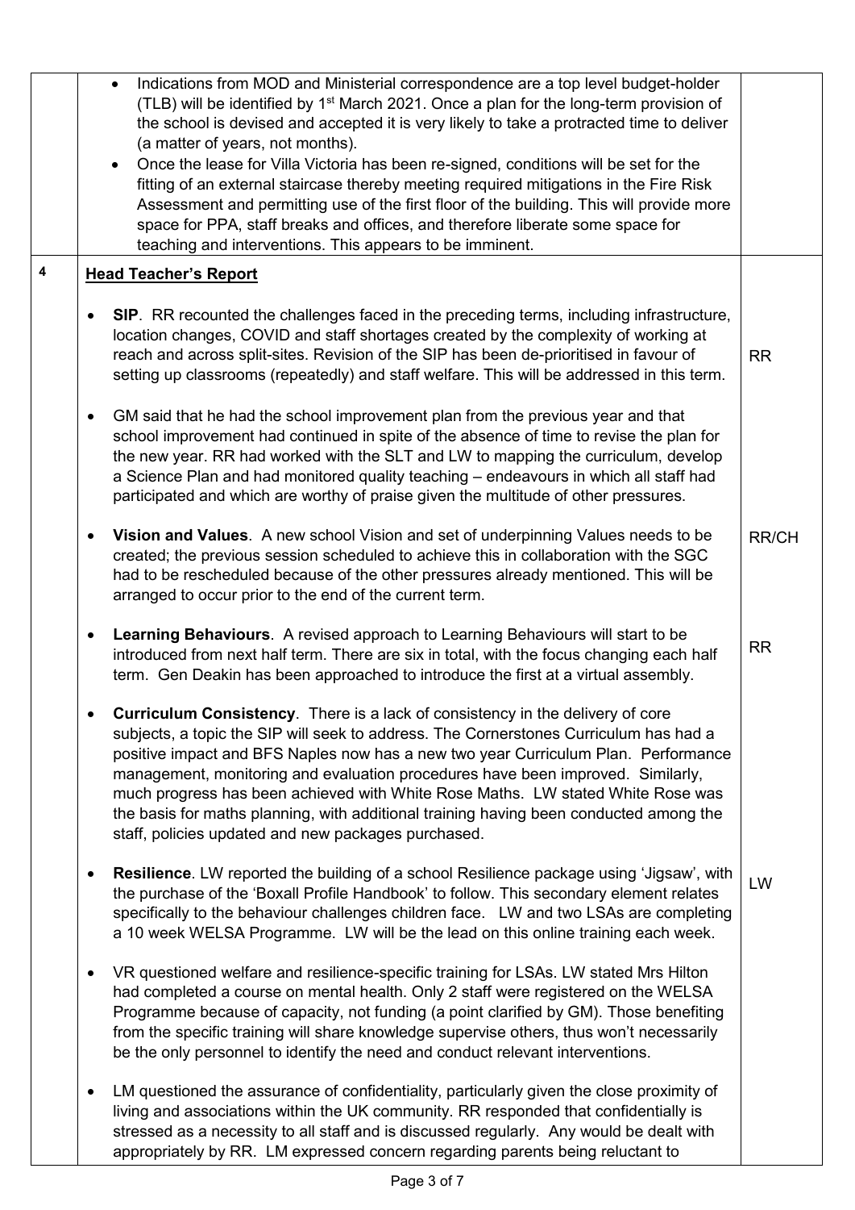| | | |
|---|---|---|
| | • Indications from MOD and Ministerial correspondence are a top level budget-holder (TLB) will be identified by 1st March 2021. Once a plan for the long-term provision of the school is devised and accepted it is very likely to take a protracted time to deliver (a matter of years, not months).<br>• Once the lease for Villa Victoria has been re-signed, conditions will be set for the fitting of an external staircase thereby meeting required mitigations in the Fire Risk Assessment and permitting use of the first floor of the building. This will provide more space for PPA, staff breaks and offices, and therefore liberate some space for teaching and interventions. This appears to be imminent. | |
| **4** | **<u>Head Teacher's Report</u>** | |
| | • **SIP**. RR recounted the challenges faced in the preceding terms, including infrastructure, location changes, COVID and staff shortages created by the complexity of working at reach and across split-sites. Revision of the SIP has been de-prioritised in favour of setting up classrooms (repeatedly) and staff welfare. This will be addressed in this term. | RR |
| | • GM said that he had the school improvement plan from the previous year and that school improvement had continued in spite of the absence of time to revise the plan for the new year. RR had worked with the SLT and LW to mapping the curriculum, develop a Science Plan and had monitored quality teaching – endeavours in which all staff had participated and which are worthy of praise given the multitude of other pressures. | |
| | • **Vision and Values**. A new school Vision and set of underpinning Values needs to be created; the previous session scheduled to achieve this in collaboration with the SGC had to be rescheduled because of the other pressures already mentioned. This will be arranged to occur prior to the end of the current term. | RR/CH |
| | • **Learning Behaviours**. A revised approach to Learning Behaviours will start to be introduced from next half term. There are six in total, with the focus changing each half term. Gen Deakin has been approached to introduce the first at a virtual assembly. | RR |
| | • **Curriculum Consistency**. There is a lack of consistency in the delivery of core subjects, a topic the SIP will seek to address. The Cornerstones Curriculum has had a positive impact and BFS Naples now has a new two year Curriculum Plan. Performance management, monitoring and evaluation procedures have been improved. Similarly, much progress has been achieved with White Rose Maths. LW stated White Rose was the basis for maths planning, with additional training having been conducted among the staff, policies updated and new packages purchased. | |
| | • **Resilience**. LW reported the building of a school Resilience package using 'Jigsaw', with the purchase of the 'Boxall Profile Handbook' to follow. This secondary element relates specifically to the behaviour challenges children face. LW and two LSAs are completing a 10 week WELSA Programme. LW will be the lead on this online training each week. | LW |
| | • VR questioned welfare and resilience-specific training for LSAs. LW stated Mrs Hilton had completed a course on mental health. Only 2 staff were registered on the WELSA Programme because of capacity, not funding (a point clarified by GM). Those benefiting from the specific training will share knowledge supervise others, thus won't necessarily be the only personnel to identify the need and conduct relevant interventions. | |
| | • LM questioned the assurance of confidentiality, particularly given the close proximity of living and associations within the UK community. RR responded that confidentially is stressed as a necessity to all staff and is discussed regularly. Any would be dealt with appropriately by RR. LM expressed concern regarding parents being reluctant to | |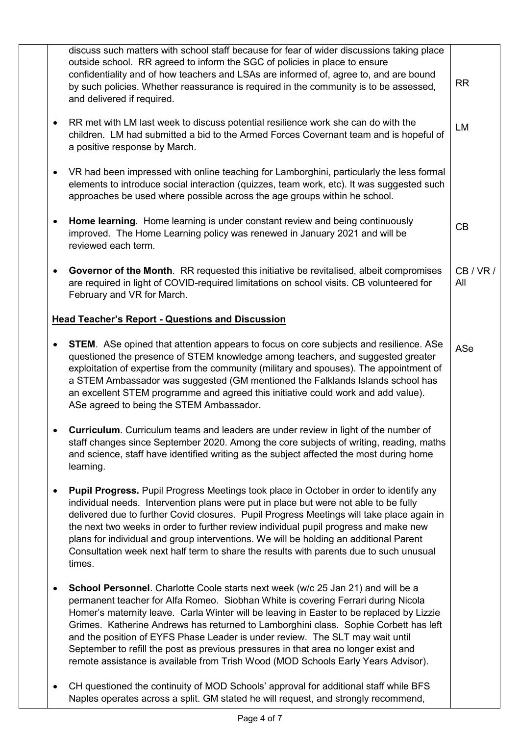| | | |
|---|---|---|
| | discuss such matters with school staff because for fear of wider discussions taking place outside school. RR agreed to inform the SGC of policies in place to ensure confidentiality and of how teachers and LSAs are informed of, agree to, and are bound by such policies. Whether reassurance is required in the community is to be assessed, and delivered if required. | RR |
| | • RR met with LM last week to discuss potential resilience work she can do with the children. LM had submitted a bid to the Armed Forces Covernant team and is hopeful of a positive response by March. | LM |
| | • VR had been impressed with online teaching for Lamborghini, particularly the less formal elements to introduce social interaction (quizzes, team work, etc). It was suggested such approaches be used where possible across the age groups within he school. | |
| | • **Home learning**. Home learning is under constant review and being continuously improved. The Home Learning policy was renewed in January 2021 and will be reviewed each term. | CB |
| | • **Governor of the Month**. RR requested this initiative be revitalised, albeit compromises are required in light of COVID-required limitations on school visits. CB volunteered for February and VR for March. | CB / VR / All |
| | **Head Teacher's Report - Questions and Discussion** | |
| | • **STEM**. ASe opined that attention appears to focus on core subjects and resilience. ASe questioned the presence of STEM knowledge among teachers, and suggested greater exploitation of expertise from the community (military and spouses). The appointment of a STEM Ambassador was suggested (GM mentioned the Falklands Islands school has an excellent STEM programme and agreed this initiative could work and add value). ASe agreed to being the STEM Ambassador. | ASe |
| | • **Curriculum**. Curriculum teams and leaders are under review in light of the number of staff changes since September 2020. Among the core subjects of writing, reading, maths and science, staff have identified writing as the subject affected the most during home learning. | |
| | • **Pupil Progress.** Pupil Progress Meetings took place in October in order to identify any individual needs. Intervention plans were put in place but were not able to be fully delivered due to further Covid closures. Pupil Progress Meetings will take place again in the next two weeks in order to further review individual pupil progress and make new plans for individual and group interventions. We will be holding an additional Parent Consultation week next half term to share the results with parents due to such unusual times. | |
| | • **School Personnel**. Charlotte Coole starts next week (w/c 25 Jan 21) and will be a permanent teacher for Alfa Romeo. Siobhan White is covering Ferrari during Nicola Homer's maternity leave. Carla Winter will be leaving in Easter to be replaced by Lizzie Grimes. Katherine Andrews has returned to Lamborghini class. Sophie Corbett has left and the position of EYFS Phase Leader is under review. The SLT may wait until September to refill the post as previous pressures in that area no longer exist and remote assistance is available from Trish Wood (MOD Schools Early Years Advisor). | |
| | • CH questioned the continuity of MOD Schools' approval for additional staff while BFS Naples operates across a split. GM stated he will request, and strongly recommend, | |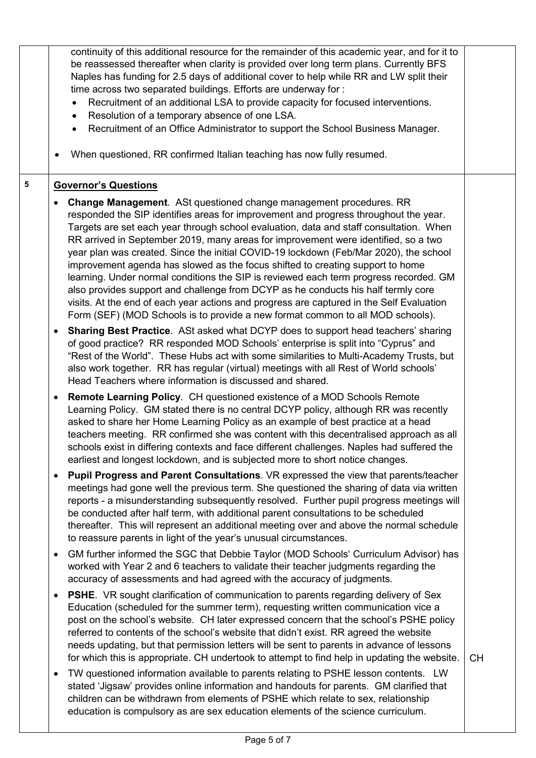| | | |
|---|---|---|
| | continuity of this additional resource for the remainder of this academic year, and for it to be reassessed thereafter when clarity is provided over long term plans. Currently BFS Naples has funding for 2.5 days of additional cover to help while RR and LW split their time across two separated buildings. Efforts are underway for :<br>• Recruitment of an additional LSA to provide capacity for focused interventions.<br>• Resolution of a temporary absence of one LSA.<br>• Recruitment of an Office Administrator to support the School Business Manager.<br><br>• When questioned, RR confirmed Italian teaching has now fully resumed. | |
| 5 | **Governor's Questions**<br><br>• **Change Management**. ASt questioned change management procedures. RR responded the SIP identifies areas for improvement and progress throughout the year. Targets are set each year through school evaluation, data and staff consultation. When RR arrived in September 2019, many areas for improvement were identified, so a two year plan was created. Since the initial COVID-19 lockdown (Feb/Mar 2020), the school improvement agenda has slowed as the focus shifted to creating support to home learning. Under normal conditions the SIP is reviewed each term progress recorded. GM also provides support and challenge from DCYP as he conducts his half termly core visits. At the end of each year actions and progress are captured in the Self Evaluation Form (SEF) (MOD Schools is to provide a new format common to all MOD schools).<br>• **Sharing Best Practice**. ASt asked what DCYP does to support head teachers' sharing of good practice? RR responded MOD Schools' enterprise is split into "Cyprus" and "Rest of the World". These Hubs act with some similarities to Multi-Academy Trusts, but also work together. RR has regular (virtual) meetings with all Rest of World schools' Head Teachers where information is discussed and shared.<br>• **Remote Learning Policy**. CH questioned existence of a MOD Schools Remote Learning Policy. GM stated there is no central DCYP policy, although RR was recently asked to share her Home Learning Policy as an example of best practice at a head teachers meeting. RR confirmed she was content with this decentralised approach as all schools exist in differing contexts and face different challenges. Naples had suffered the earliest and longest lockdown, and is subjected more to short notice changes.<br>• **Pupil Progress and Parent Consultations**. VR expressed the view that parents/teacher meetings had gone well the previous term. She questioned the sharing of data via written reports - a misunderstanding subsequently resolved. Further pupil progress meetings will be conducted after half term, with additional parent consultations to be scheduled thereafter. This will represent an additional meeting over and above the normal schedule to reassure parents in light of the year's unusual circumstances.<br>• GM further informed the SGC that Debbie Taylor (MOD Schools' Curriculum Advisor) has worked with Year 2 and 6 teachers to validate their teacher judgments regarding the accuracy of assessments and had agreed with the accuracy of judgments.<br>• **PSHE**. VR sought clarification of communication to parents regarding delivery of Sex Education (scheduled for the summer term), requesting written communication vice a post on the school's website. CH later expressed concern that the school's PSHE policy referred to contents of the school's website that didn't exist. RR agreed the website needs updating, but that permission letters will be sent to parents in advance of lessons for which this is appropriate. CH undertook to attempt to find help in updating the website.<br>• TW questioned information available to parents relating to PSHE lesson contents. LW stated 'Jigsaw' provides online information and handouts for parents. GM clarified that children can be withdrawn from elements of PSHE which relate to sex, relationship education is compulsory as are sex education elements of the science curriculum. | CH |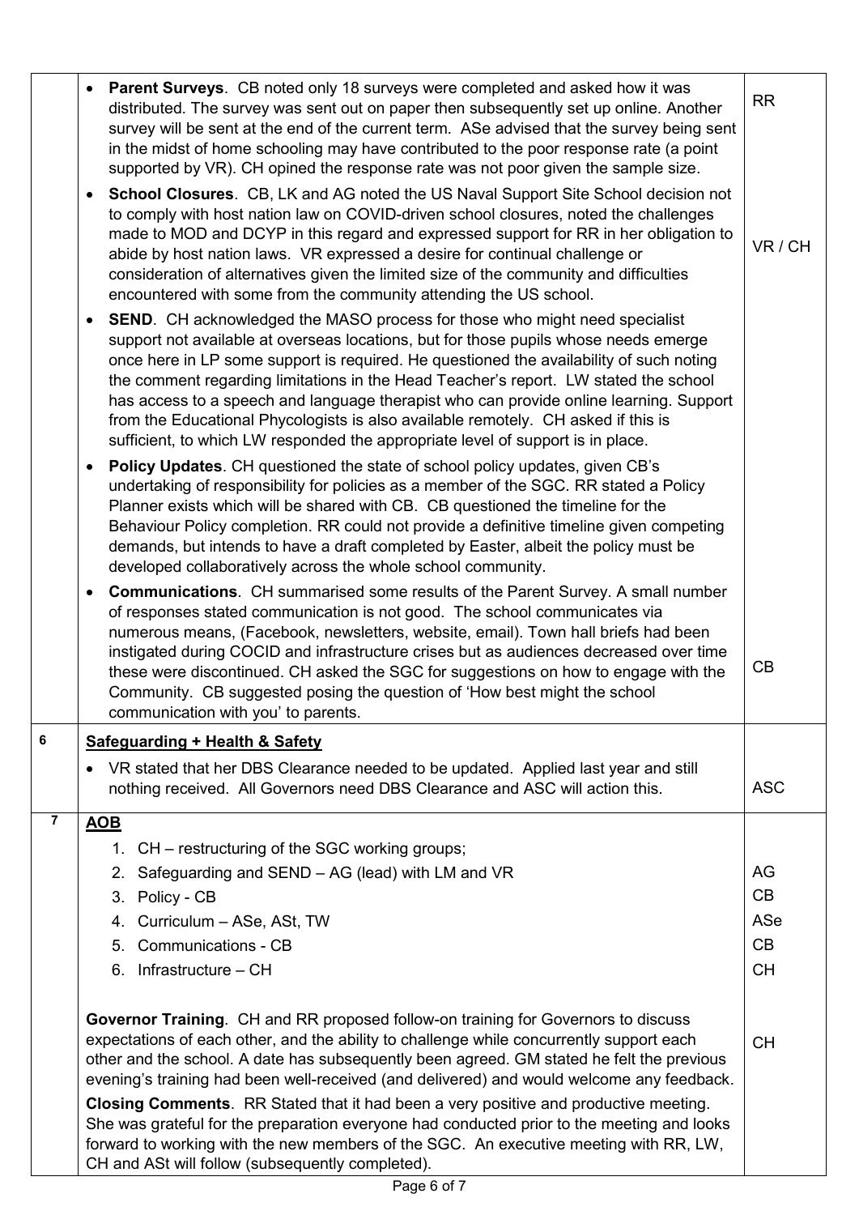| | | |
|---|---|---|
| | • **Parent Surveys**. CB noted only 18 surveys were completed and asked how it was distributed. The survey was sent out on paper then subsequently set up online. Another survey will be sent at the end of the current term. ASe advised that the survey being sent in the midst of home schooling may have contributed to the poor response rate (a point supported by VR). CH opined the response rate was not poor given the sample size.<br>• **School Closures**. CB, LK and AG noted the US Naval Support Site School decision not to comply with host nation law on COVID-driven school closures, noted the challenges made to MOD and DCYP in this regard and expressed support for RR in her obligation to abide by host nation laws. VR expressed a desire for continual challenge or consideration of alternatives given the limited size of the community and difficulties encountered with some from the community attending the US school.<br>• **SEND**. CH acknowledged the MASO process for those who might need specialist support not available at overseas locations, but for those pupils whose needs emerge once here in LP some support is required. He questioned the availability of such noting the comment regarding limitations in the Head Teacher's report. LW stated the school has access to a speech and language therapist who can provide online learning. Support from the Educational Phycologists is also available remotely. CH asked if this is sufficient, to which LW responded the appropriate level of support is in place.<br>• **Policy Updates**. CH questioned the state of school policy updates, given CB's undertaking of responsibility for policies as a member of the SGC. RR stated a Policy Planner exists which will be shared with CB. CB questioned the timeline for the Behaviour Policy completion. RR could not provide a definitive timeline given competing demands, but intends to have a draft completed by Easter, albeit the policy must be developed collaboratively across the whole school community.<br>• **Communications**. CH summarised some results of the Parent Survey. A small number of responses stated communication is not good. The school communicates via numerous means, (Facebook, newsletters, website, email). Town hall briefs had been instigated during COCID and infrastructure crises but as audiences decreased over time these were discontinued. CH asked the SGC for suggestions on how to engage with the Community. CB suggested posing the question of 'How best might the school communication with you' to parents. | RR<br><br>VR / CH<br><br><br><br><br>CB |
| **6** | **Safeguarding + Health & Safety**<br>• VR stated that her DBS Clearance needed to be updated. Applied last year and still nothing received. All Governors need DBS Clearance and ASC will action this. | ASC |
| **7** | **AOB**<br>1. CH – restructuring of the SGC working groups;<br>2. Safeguarding and SEND – AG (lead) with LM and VR<br>3. Policy - CB<br>4. Curriculum – ASe, ASt, TW<br>5. Communications - CB<br>6. Infrastructure – CH<br><br>**Governor Training**. CH and RR proposed follow-on training for Governors to discuss expectations of each other, and the ability to challenge while concurrently support each other and the school. A date has subsequently been agreed. GM stated he felt the previous evening's training had been well-received (and delivered) and would welcome any feedback.<br>**Closing Comments**. RR Stated that it had been a very positive and productive meeting. She was grateful for the preparation everyone had conducted prior to the meeting and looks forward to working with the new members of the SGC. An executive meeting with RR, LW, CH and ASt will follow (subsequently completed). | <br>AG<br>CB<br>ASe<br>CB<br>CH<br><br>CH |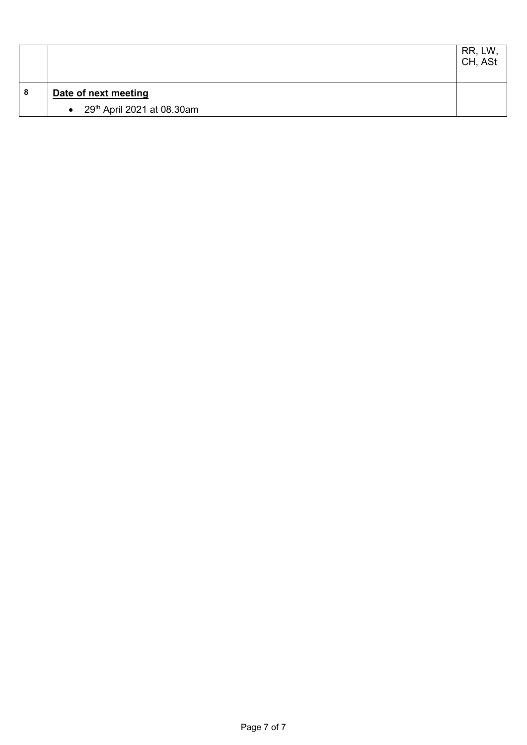| | | |
|---|---|---|
| | | RR, LW, CH, ASt |
| 8 | **<u>Date of next meeting</u>**<br>• 29th April 2021 at 08.30am | |